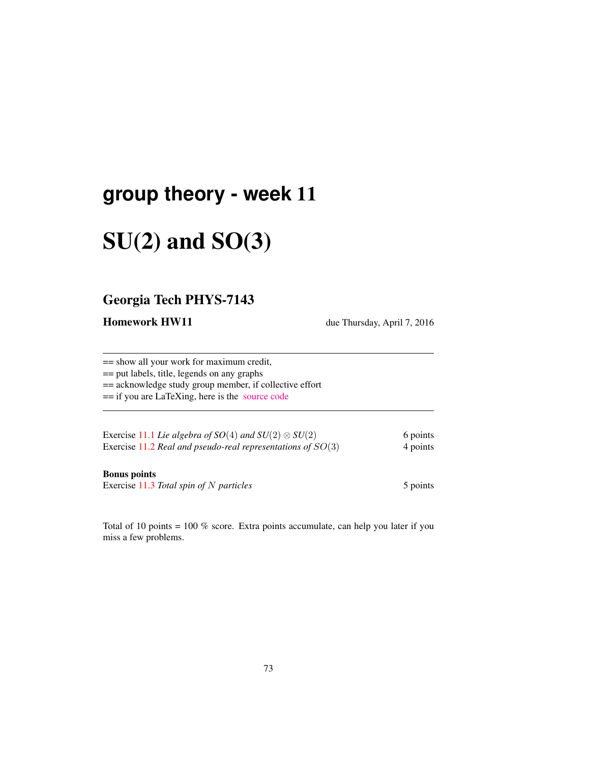# group theory - week 11

# SU(2) and SO(3)

## Georgia Tech PHYS-7143

**Homework HW11** due Thursday, April 7, 2016

---

== show all your work for maximum credit,
== put labels, title, legends on any graphs
== acknowledge study group member, if collective effort
== if you are LaTeXing, here is the source code

---

| | |
|---|---|
| Exercise 11.1 *Lie algebra of $SO(4)$ and $SU(2) \otimes SU(2)$* | 6 points |
| Exercise 11.2 *Real and pseudo-real representations of $SO(3)$* | 4 points |

**Bonus points**

| | |
|---|---|
| Exercise 11.3 *Total spin of $N$ particles* | 5 points |

Total of 10 points = 100 % score. Extra points accumulate, can help you later if you miss a few problems.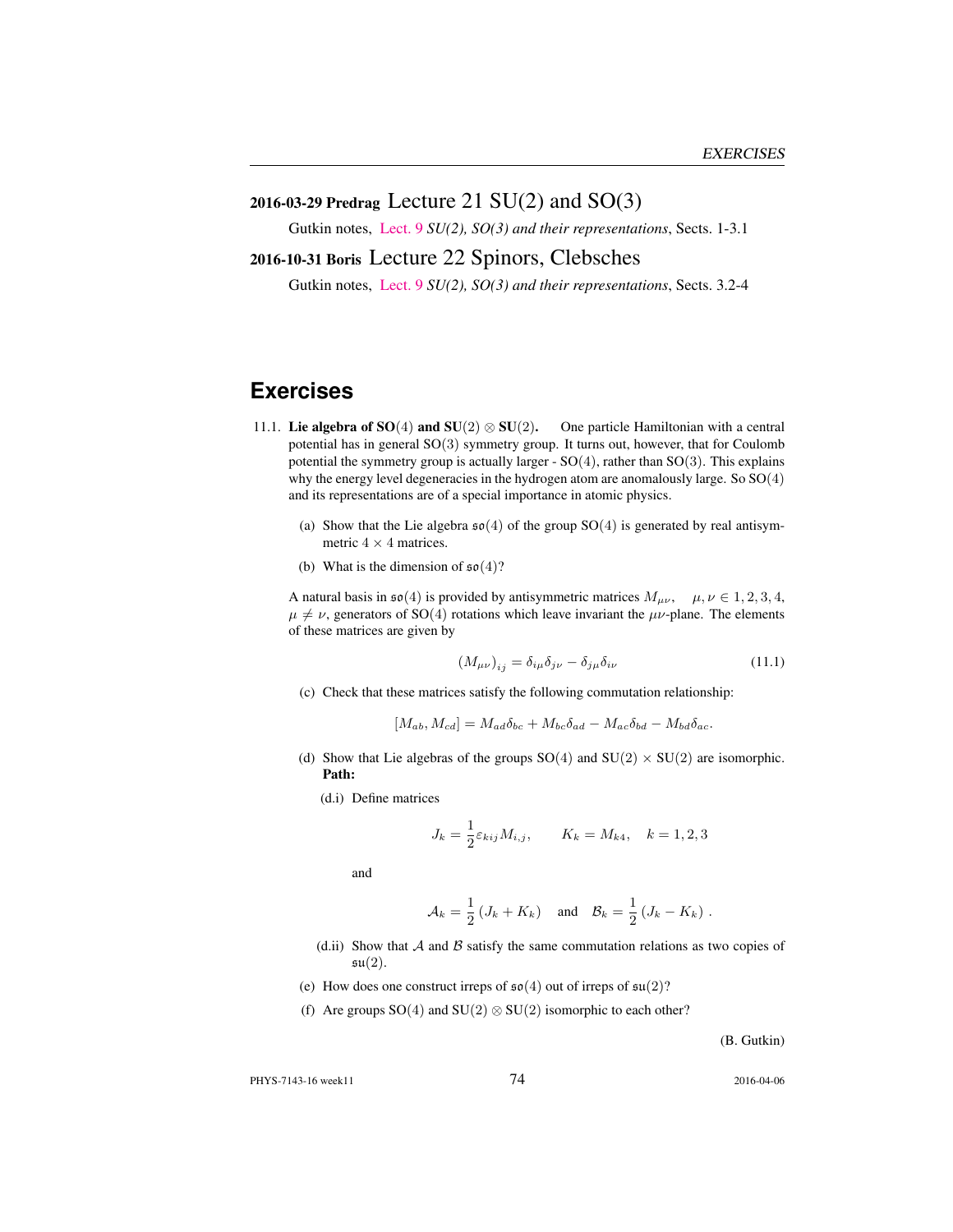### 2016-03-29 Predrag Lecture 21 SU(2) and SO(3)

Gutkin notes, Lect. 9 *SU(2), SO(3) and their representations*, Sects. 1-3.1

### 2016-10-31 Boris Lecture 22 Spinors, Clebsches

Gutkin notes, Lect. 9 *SU(2), SO(3) and their representations*, Sects. 3.2-4

# Exercises

11.1. **Lie algebra of SO(4) and SU(2) ⊗ SU(2).** One particle Hamiltonian with a central potential has in general SO(3) symmetry group. It turns out, however, that for Coulomb potential the symmetry group is actually larger - SO(4), rather than SO(3). This explains why the energy level degeneracies in the hydrogen atom are anomalously large. So SO(4) and its representations are of a special importance in atomic physics.

(a) Show that the Lie algebra $\mathfrak{so}(4)$ of the group SO(4) is generated by real antisymmetric $4 \times 4$ matrices.

(b) What is the dimension of $\mathfrak{so}(4)$?

A natural basis in $\mathfrak{so}(4)$ is provided by antisymmetric matrices $M_{\mu\nu}$, $\mu, \nu \in 1, 2, 3, 4$, $\mu \neq \nu$, generators of SO(4) rotations which leave invariant the $\mu\nu$-plane. The elements of these matrices are given by

$$(M_{\mu\nu})_{ij} = \delta_{i\mu}\delta_{j\nu} - \delta_{j\mu}\delta_{i\nu} \tag{11.1}$$

(c) Check that these matrices satisfy the following commutation relationship:

$$[M_{ab}, M_{cd}] = M_{ad}\delta_{bc} + M_{bc}\delta_{ad} - M_{ac}\delta_{bd} - M_{bd}\delta_{ac}.$$

(d) Show that Lie algebras of the groups SO(4) and SU(2) × SU(2) are isomorphic.
**Path:**

(d.i) Define matrices

$$J_k = \frac{1}{2}\varepsilon_{kij}M_{i,j}, \qquad K_k = M_{k4}, \quad k = 1, 2, 3$$

and

$$\mathcal{A}_k = \frac{1}{2}(J_k + K_k) \quad \text{and} \quad \mathcal{B}_k = \frac{1}{2}(J_k - K_k) \, .$$

(d.ii) Show that $\mathcal{A}$ and $\mathcal{B}$ satisfy the same commutation relations as two copies of $\mathfrak{su}(2)$.

(e) How does one construct irreps of $\mathfrak{so}(4)$ out of irreps of $\mathfrak{su}(2)$?

(f) Are groups SO(4) and SU(2) ⊗ SU(2) isomorphic to each other?

(B. Gutkin)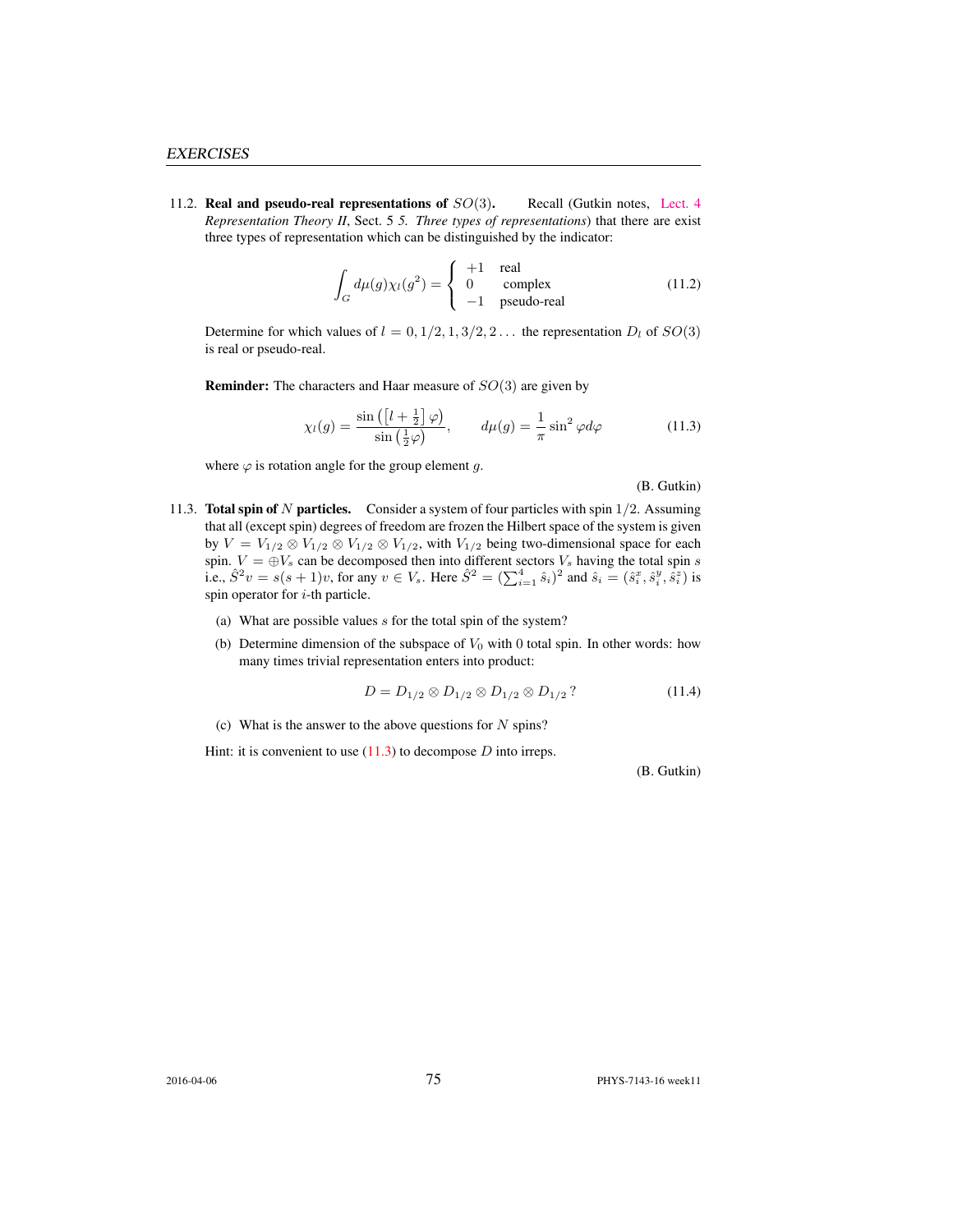## EXERCISES

11.2. **Real and pseudo-real representations of $SO(3)$.** Recall (Gutkin notes, Lect. 4 *Representation Theory II*, Sect. 5 *5. Three types of representations*) that there are exist three types of representation which can be distinguished by the indicator:

$$\int_G d\mu(g)\chi_l(g^2) = \begin{cases} +1 & \text{real} \\ 0 & \text{complex} \\ -1 & \text{pseudo-real} \end{cases} \tag{11.2}$$

Determine for which values of $l = 0, 1/2, 1, 3/2, 2\ldots$ the representation $D_l$ of $SO(3)$ is real or pseudo-real.

**Reminder:** The characters and Haar measure of $SO(3)$ are given by

$$\chi_l(g) = \frac{\sin\left(\left[l+\frac{1}{2}\right]\varphi\right)}{\sin\left(\frac{1}{2}\varphi\right)}, \qquad d\mu(g) = \frac{1}{\pi}\sin^2\varphi d\varphi \tag{11.3}$$

where $\varphi$ is rotation angle for the group element $g$.

(B. Gutkin)

11.3. **Total spin of $N$ particles.** Consider a system of four particles with spin $1/2$. Assuming that all (except spin) degrees of freedom are frozen the Hilbert space of the system is given by $V = V_{1/2} \otimes V_{1/2} \otimes V_{1/2} \otimes V_{1/2}$, with $V_{1/2}$ being two-dimensional space for each spin. $V = \oplus V_s$ can be decomposed then into different sectors $V_s$ having the total spin $s$ i.e., $\hat{S}^2 v = s(s+1)v$, for any $v \in V_s$. Here $\hat{S}^2 = (\sum_{i=1}^4 \hat{s}_i)^2$ and $\hat{s}_i = (\hat{s}_i^x, \hat{s}_i^y, \hat{s}_i^z)$ is spin operator for $i$-th particle.

(a) What are possible values $s$ for the total spin of the system?

(b) Determine dimension of the subspace of $V_0$ with 0 total spin. In other words: how many times trivial representation enters into product:

$$D = D_{1/2} \otimes D_{1/2} \otimes D_{1/2} \otimes D_{1/2}\,? \tag{11.4}$$

(c) What is the answer to the above questions for $N$ spins?

Hint: it is convenient to use (11.3) to decompose $D$ into irreps.

(B. Gutkin)